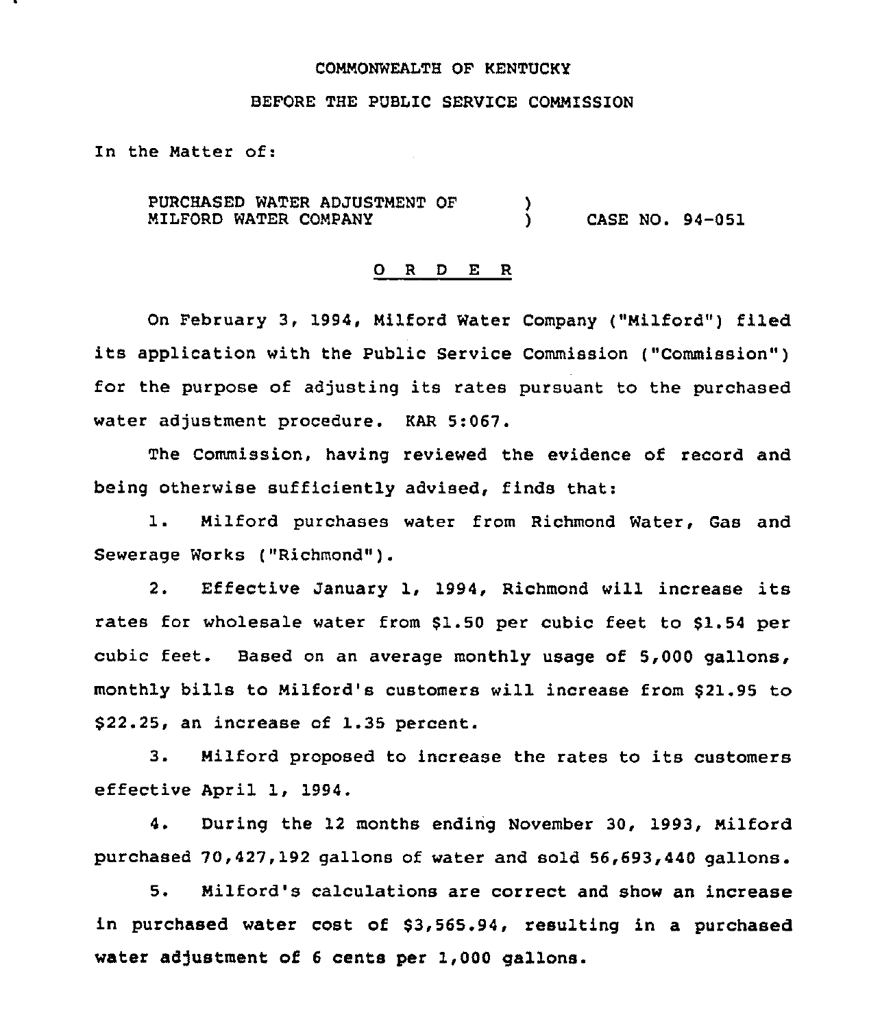COMMONWEALTH OF KENTUCKY

BEFORE THE PUBLIC SERVICE COMMISSION

In the Matter of:

PURCHASED WATER ADJUSTMENT OF MILFORD WATER COMPANY ) CASE NO. 94-051

O R D E R

On February 3, 1994, Milford Water Company ("Milford") filed its application with the Public Service Commission ("Commission") for the purpose of adjusting its rates pursuant to the purchased water adjustment procedure. KAR 5:067.

The Commission, having reviewed the evidence of record and being otherwise sufficiently advised, finds that:

1. Milford purchases water from Richmond Water, Gas and Sewerage Works ("Richmond").

2. Effective January 1, 1994, Richmond will increase its rates for wholesale water from $1.50 per cubic feet to $1.54 per cubic feet. Based on an average monthly usage of 5,000 gallons, monthly bills to Milford's customers will increase from $21.95 to $22.25, an increase of 1.35 percent.

3. Milford proposed to increase the rates to its customers effective April 1, 1994.

4. During the 12 months ending November 30, 1993, Milford purchased 70,427,192 gallons of water and sold 56,693,440 gallons.

5. Milford's calculations are correct and show an increase in purchased water cost of $3,565.94, resulting in a purchased water adjustment of 6 cents per 1,000 gallons.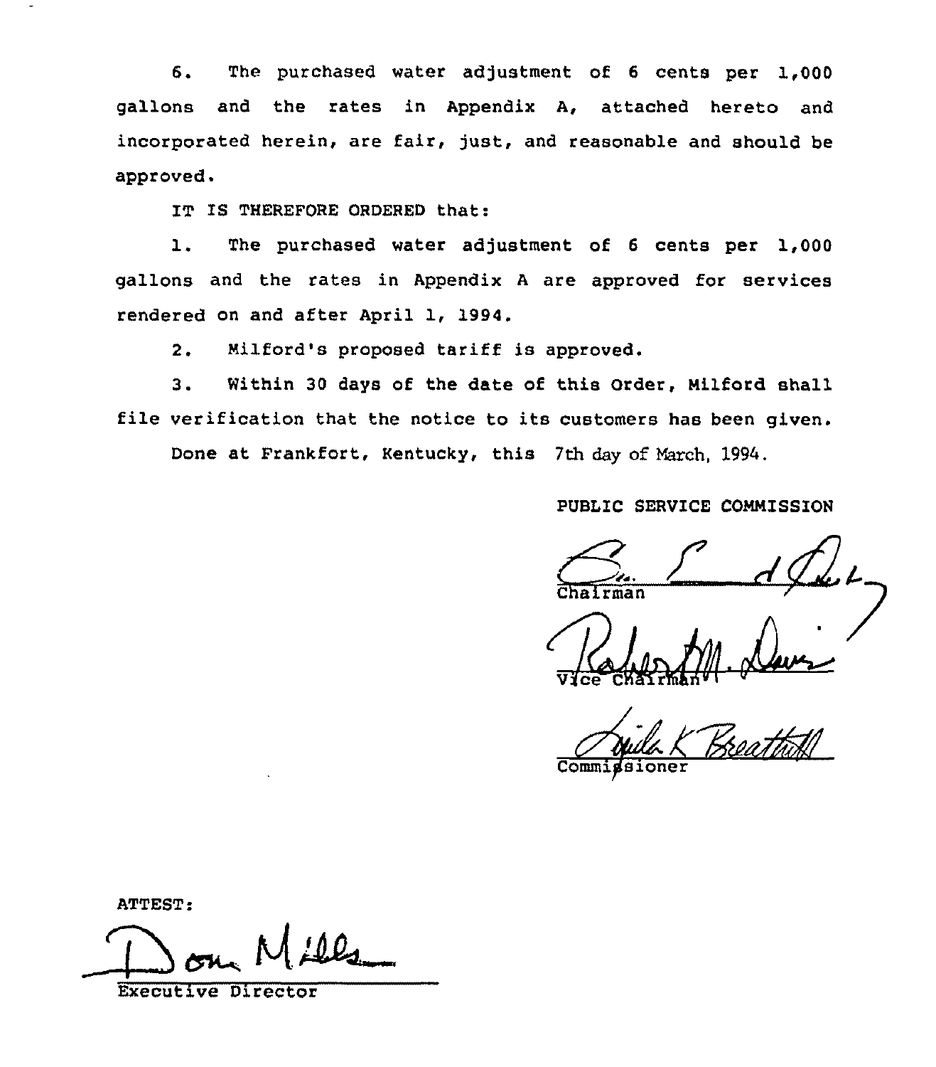6. The purchased water adjustment of 6 cents per 1,000 gallons and the rates in Appendix A, attached hereto and incorporated herein, are fair, just, and reasonable and should be approved.

IT IS THEREFORE ORDERED that:

1. The purchased water adjustment of 6 cents per 1,000 gallons and the rates in Appendix A are approved for services rendered on and after April 1, 1994.

2. Milford's proposed tariff is approved.

3. Within 30 days of the date of this Order, Milford shall file verification that the notice to its customers has been given.

Done at Frankfort, Kentucky, this 7th day of March, 1994.

PUBLIC SERVICE COMMISSION

Chairman

Vice Chairman

Commissioner

ATTEST:

Executive Director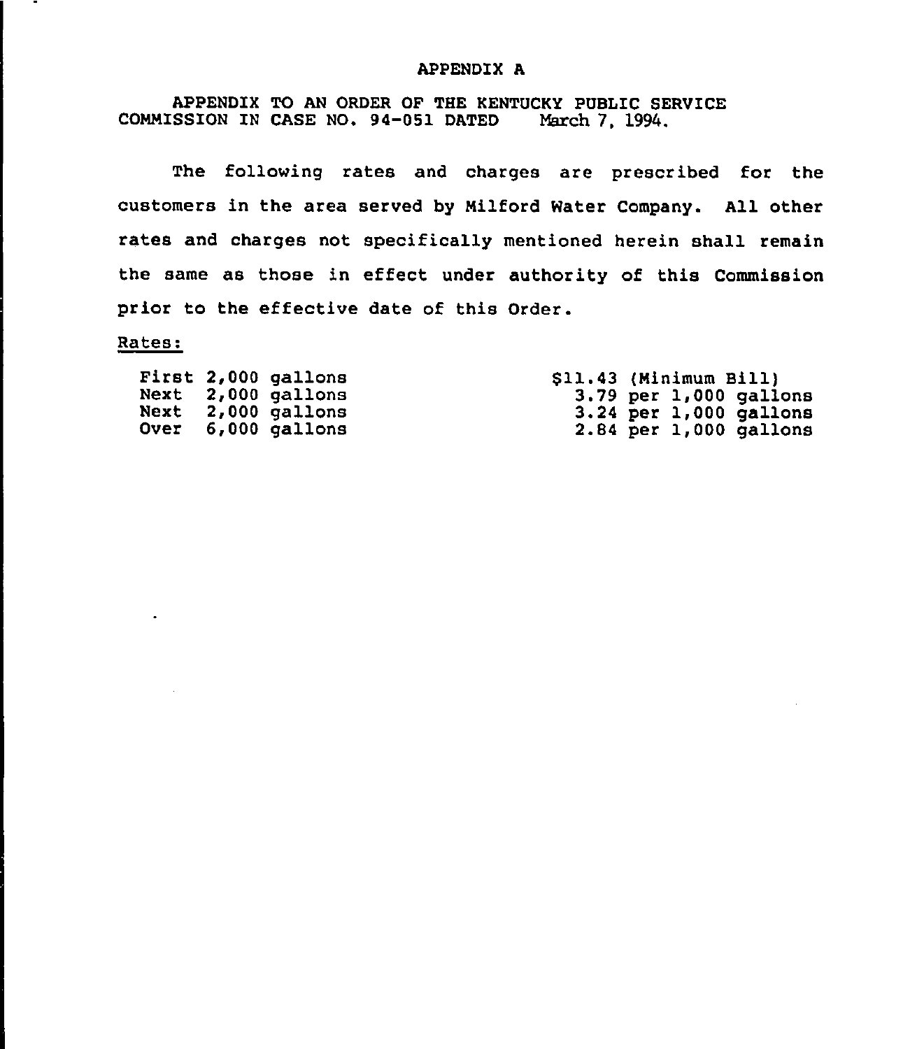# APPENDIX A

APPENDIX TO AN ORDER OF THE KENTUCKY PUBLIC SERVICE COMMISSION IN CASE NO. 94-051 DATED March 7, 1994.

The following rates and charges are prescribed for the customers in the area served by Milford Water Company. All other rates and charges not specifically mentioned herein shall remain the same as those in effect under authority of this Commission prior to the effective date of this Order.

Rates:

| | |
|---|---|
| First 2,000 gallons | $11.43 (Minimum Bill) |
| Next 2,000 gallons | 3.79 per 1,000 gallons |
| Next 2,000 gallons | 3.24 per 1,000 gallons |
| Over 6,000 gallons | 2.84 per 1,000 gallons |